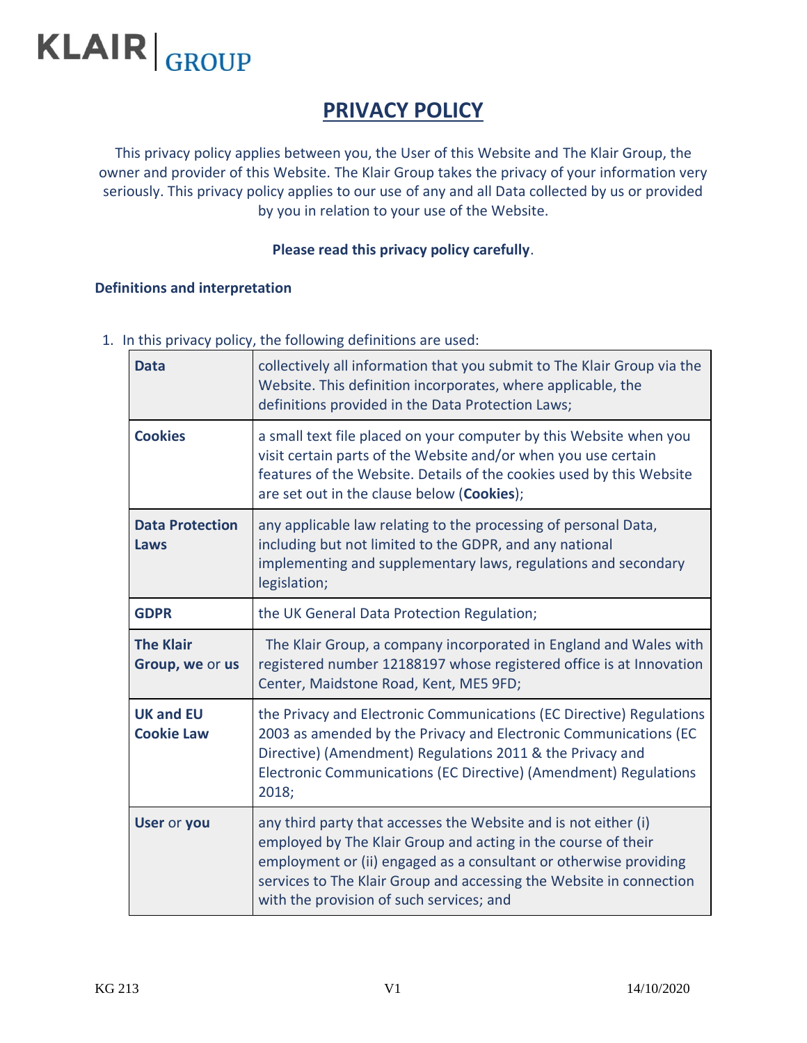KLAIR | GROUP

# PRIVACY POLICY

This privacy policy applies between you, the User of this Website and The Klair Group, the owner and provider of this Website. The Klair Group takes the privacy of your information very seriously. This privacy policy applies to our use of any and all Data collected by us or provided by you in relation to your use of the Website.

**Please read this privacy policy carefully**.

### Definitions and interpretation

1. In this privacy policy, the following definitions are used:

| | |
|---|---|
| **Data** | collectively all information that you submit to The Klair Group via the Website. This definition incorporates, where applicable, the definitions provided in the Data Protection Laws; |
| **Cookies** | a small text file placed on your computer by this Website when you visit certain parts of the Website and/or when you use certain features of the Website. Details of the cookies used by this Website are set out in the clause below (**Cookies**); |
| **Data Protection Laws** | any applicable law relating to the processing of personal Data, including but not limited to the GDPR, and any national implementing and supplementary laws, regulations and secondary legislation; |
| **GDPR** | the UK General Data Protection Regulation; |
| **The Klair Group, we** or **us** | The Klair Group, a company incorporated in England and Wales with registered number 12188197 whose registered office is at Innovation Center, Maidstone Road, Kent, ME5 9FD; |
| **UK and EU Cookie Law** | the Privacy and Electronic Communications (EC Directive) Regulations 2003 as amended by the Privacy and Electronic Communications (EC Directive) (Amendment) Regulations 2011 & the Privacy and Electronic Communications (EC Directive) (Amendment) Regulations 2018; |
| **User** or **you** | any third party that accesses the Website and is not either (i) employed by The Klair Group and acting in the course of their employment or (ii) engaged as a consultant or otherwise providing services to The Klair Group and accessing the Website in connection with the provision of such services; and |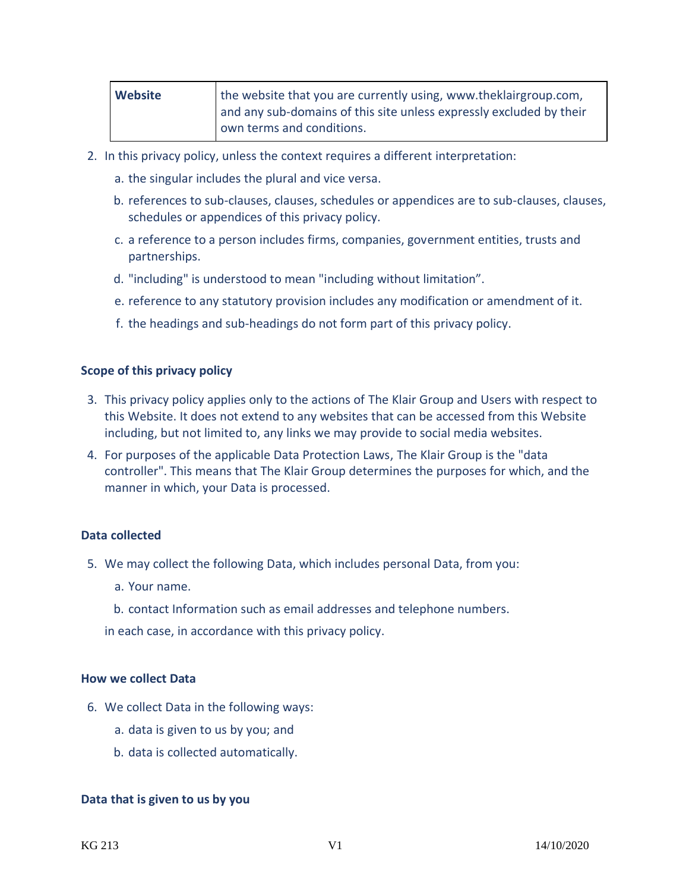| **Website** | the website that you are currently using, www.theklairgroup.com, and any sub-domains of this site unless expressly excluded by their own terms and conditions. |
|---|---|

2. In this privacy policy, unless the context requires a different interpretation:
   a. the singular includes the plural and vice versa.
   b. references to sub-clauses, clauses, schedules or appendices are to sub-clauses, clauses, schedules or appendices of this privacy policy.
   c. a reference to a person includes firms, companies, government entities, trusts and partnerships.
   d. "including" is understood to mean "including without limitation”.
   e. reference to any statutory provision includes any modification or amendment of it.
   f. the headings and sub-headings do not form part of this privacy policy.

### Scope of this privacy policy

3. This privacy policy applies only to the actions of The Klair Group and Users with respect to this Website. It does not extend to any websites that can be accessed from this Website including, but not limited to, any links we may provide to social media websites.
4. For purposes of the applicable Data Protection Laws, The Klair Group is the "data controller". This means that The Klair Group determines the purposes for which, and the manner in which, your Data is processed.

### Data collected

5. We may collect the following Data, which includes personal Data, from you:
   a. Your name.
   b. contact Information such as email addresses and telephone numbers.

   in each case, in accordance with this privacy policy.

### How we collect Data

6. We collect Data in the following ways:
   a. data is given to us by you; and
   b. data is collected automatically.

### Data that is given to us by you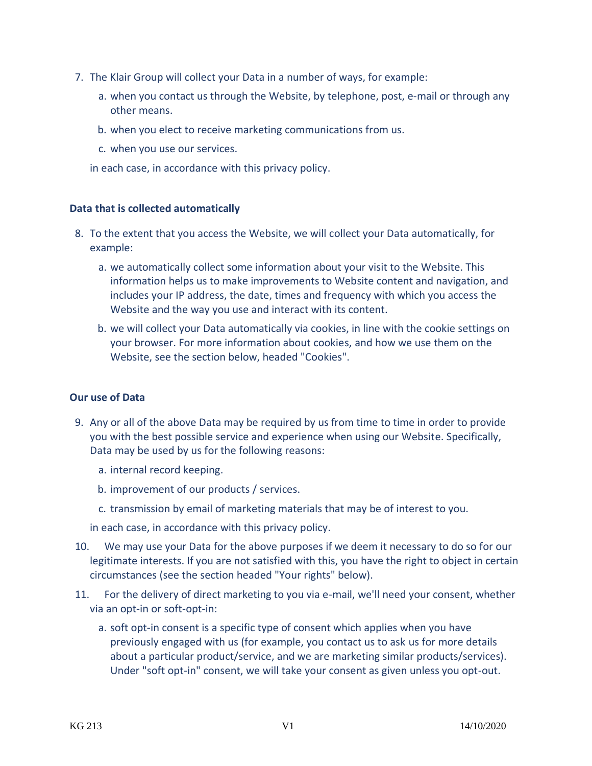7. The Klair Group will collect your Data in a number of ways, for example:

   a. when you contact us through the Website, by telephone, post, e-mail or through any other means.

   b. when you elect to receive marketing communications from us.

   c. when you use our services.

   in each case, in accordance with this privacy policy.

**Data that is collected automatically**

8. To the extent that you access the Website, we will collect your Data automatically, for example:

   a. we automatically collect some information about your visit to the Website. This information helps us to make improvements to Website content and navigation, and includes your IP address, the date, times and frequency with which you access the Website and the way you use and interact with its content.

   b. we will collect your Data automatically via cookies, in line with the cookie settings on your browser. For more information about cookies, and how we use them on the Website, see the section below, headed "Cookies".

**Our use of Data**

9. Any or all of the above Data may be required by us from time to time in order to provide you with the best possible service and experience when using our Website. Specifically, Data may be used by us for the following reasons:

   a. internal record keeping.

   b. improvement of our products / services.

   c. transmission by email of marketing materials that may be of interest to you.

   in each case, in accordance with this privacy policy.

10. We may use your Data for the above purposes if we deem it necessary to do so for our legitimate interests. If you are not satisfied with this, you have the right to object in certain circumstances (see the section headed "Your rights" below).

11. For the delivery of direct marketing to you via e-mail, we'll need your consent, whether via an opt-in or soft-opt-in:

   a. soft opt-in consent is a specific type of consent which applies when you have previously engaged with us (for example, you contact us to ask us for more details about a particular product/service, and we are marketing similar products/services). Under "soft opt-in" consent, we will take your consent as given unless you opt-out.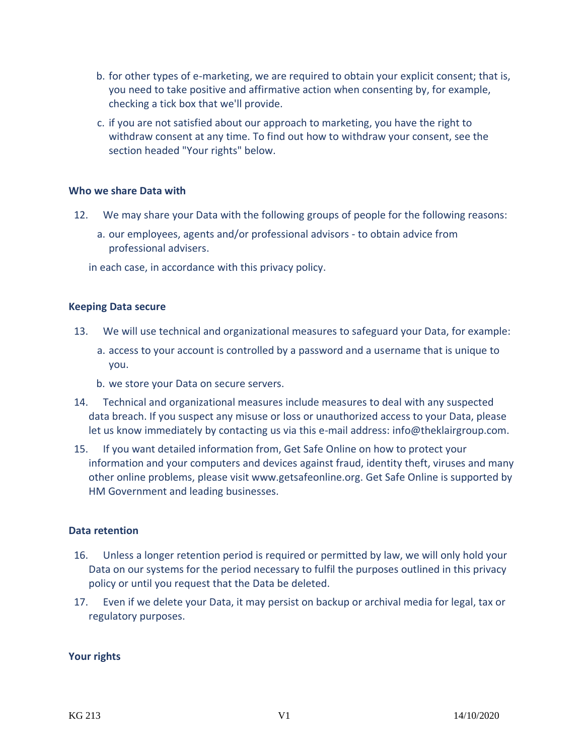b. for other types of e-marketing, we are required to obtain your explicit consent; that is, you need to take positive and affirmative action when consenting by, for example, checking a tick box that we'll provide.

c. if you are not satisfied about our approach to marketing, you have the right to withdraw consent at any time. To find out how to withdraw your consent, see the section headed "Your rights" below.

**Who we share Data with**

12. We may share your Data with the following groups of people for the following reasons:

    a. our employees, agents and/or professional advisors - to obtain advice from professional advisers.

    in each case, in accordance with this privacy policy.

**Keeping Data secure**

13. We will use technical and organizational measures to safeguard your Data, for example:

    a. access to your account is controlled by a password and a username that is unique to you.

    b. we store your Data on secure servers.

14. Technical and organizational measures include measures to deal with any suspected data breach. If you suspect any misuse or loss or unauthorized access to your Data, please let us know immediately by contacting us via this e-mail address: info@theklairgroup.com.

15. If you want detailed information from, Get Safe Online on how to protect your information and your computers and devices against fraud, identity theft, viruses and many other online problems, please visit www.getsafeonline.org. Get Safe Online is supported by HM Government and leading businesses.

**Data retention**

16. Unless a longer retention period is required or permitted by law, we will only hold your Data on our systems for the period necessary to fulfil the purposes outlined in this privacy policy or until you request that the Data be deleted.

17. Even if we delete your Data, it may persist on backup or archival media for legal, tax or regulatory purposes.

**Your rights**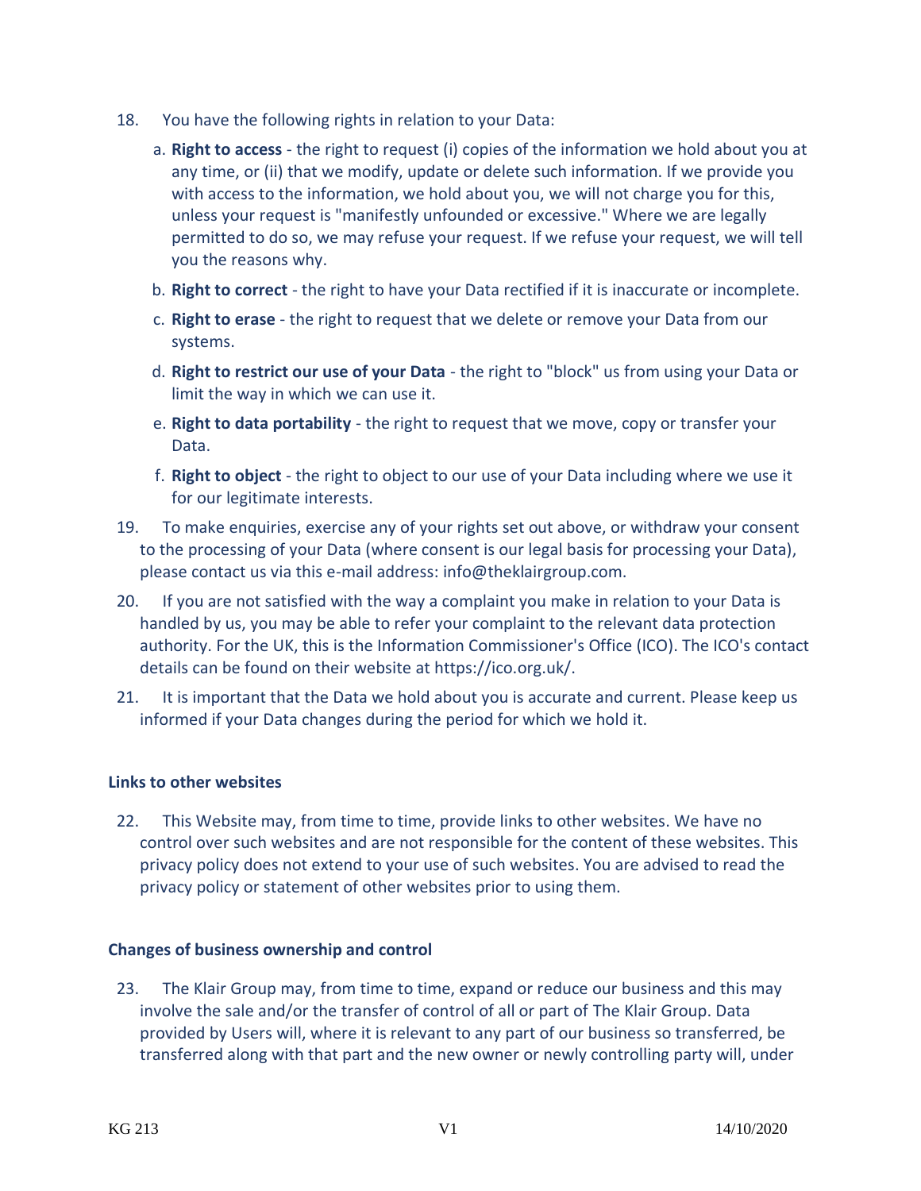18. You have the following rights in relation to your Data:

    a. **Right to access** - the right to request (i) copies of the information we hold about you at any time, or (ii) that we modify, update or delete such information. If we provide you with access to the information, we hold about you, we will not charge you for this, unless your request is "manifestly unfounded or excessive." Where we are legally permitted to do so, we may refuse your request. If we refuse your request, we will tell you the reasons why.

    b. **Right to correct** - the right to have your Data rectified if it is inaccurate or incomplete.

    c. **Right to erase** - the right to request that we delete or remove your Data from our systems.

    d. **Right to restrict our use of your Data** - the right to "block" us from using your Data or limit the way in which we can use it.

    e. **Right to data portability** - the right to request that we move, copy or transfer your Data.

    f. **Right to object** - the right to object to our use of your Data including where we use it for our legitimate interests.

19. To make enquiries, exercise any of your rights set out above, or withdraw your consent to the processing of your Data (where consent is our legal basis for processing your Data), please contact us via this e-mail address: info@theklairgroup.com.

20. If you are not satisfied with the way a complaint you make in relation to your Data is handled by us, you may be able to refer your complaint to the relevant data protection authority. For the UK, this is the Information Commissioner's Office (ICO). The ICO's contact details can be found on their website at https://ico.org.uk/.

21. It is important that the Data we hold about you is accurate and current. Please keep us informed if your Data changes during the period for which we hold it.

**Links to other websites**

22. This Website may, from time to time, provide links to other websites. We have no control over such websites and are not responsible for the content of these websites. This privacy policy does not extend to your use of such websites. You are advised to read the privacy policy or statement of other websites prior to using them.

**Changes of business ownership and control**

23. The Klair Group may, from time to time, expand or reduce our business and this may involve the sale and/or the transfer of control of all or part of The Klair Group. Data provided by Users will, where it is relevant to any part of our business so transferred, be transferred along with that part and the new owner or newly controlling party will, under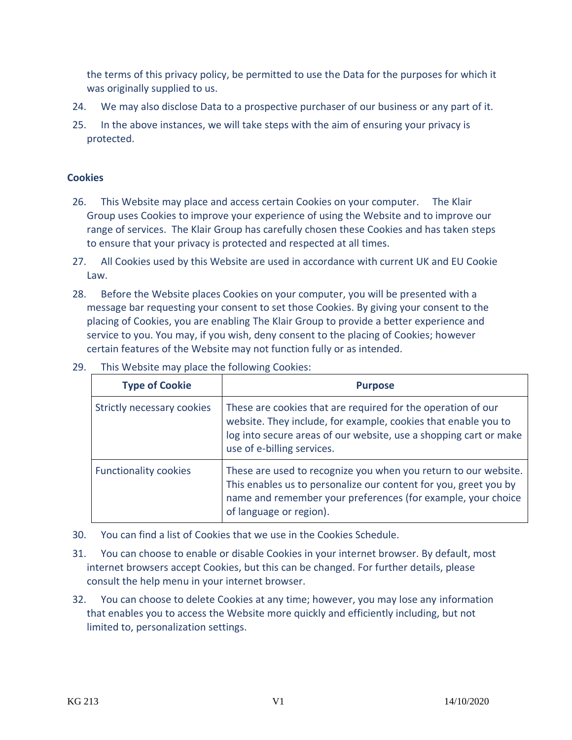the terms of this privacy policy, be permitted to use the Data for the purposes for which it was originally supplied to us.

24. We may also disclose Data to a prospective purchaser of our business or any part of it.

25. In the above instances, we will take steps with the aim of ensuring your privacy is protected.

### Cookies

26. This Website may place and access certain Cookies on your computer. The Klair Group uses Cookies to improve your experience of using the Website and to improve our range of services. The Klair Group has carefully chosen these Cookies and has taken steps to ensure that your privacy is protected and respected at all times.

27. All Cookies used by this Website are used in accordance with current UK and EU Cookie Law.

28. Before the Website places Cookies on your computer, you will be presented with a message bar requesting your consent to set those Cookies. By giving your consent to the placing of Cookies, you are enabling The Klair Group to provide a better experience and service to you. You may, if you wish, deny consent to the placing of Cookies; however certain features of the Website may not function fully or as intended.

29. This Website may place the following Cookies:

| Type of Cookie | Purpose |
|---|---|
| Strictly necessary cookies | These are cookies that are required for the operation of our website. They include, for example, cookies that enable you to log into secure areas of our website, use a shopping cart or make use of e-billing services. |
| Functionality cookies | These are used to recognize you when you return to our website. This enables us to personalize our content for you, greet you by name and remember your preferences (for example, your choice of language or region). |

30. You can find a list of Cookies that we use in the Cookies Schedule.

31. You can choose to enable or disable Cookies in your internet browser. By default, most internet browsers accept Cookies, but this can be changed. For further details, please consult the help menu in your internet browser.

32. You can choose to delete Cookies at any time; however, you may lose any information that enables you to access the Website more quickly and efficiently including, but not limited to, personalization settings.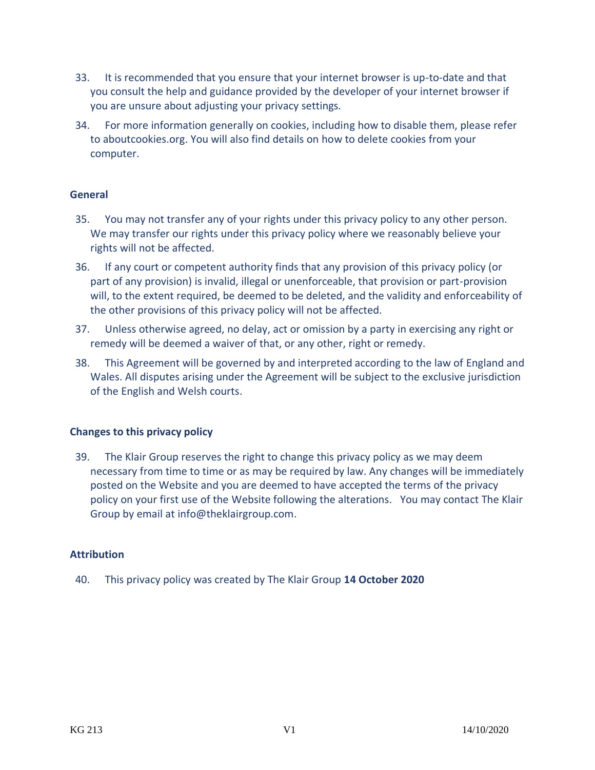33. It is recommended that you ensure that your internet browser is up-to-date and that you consult the help and guidance provided by the developer of your internet browser if you are unsure about adjusting your privacy settings.

34. For more information generally on cookies, including how to disable them, please refer to aboutcookies.org. You will also find details on how to delete cookies from your computer.

## General

35. You may not transfer any of your rights under this privacy policy to any other person. We may transfer our rights under this privacy policy where we reasonably believe your rights will not be affected.

36. If any court or competent authority finds that any provision of this privacy policy (or part of any provision) is invalid, illegal or unenforceable, that provision or part-provision will, to the extent required, be deemed to be deleted, and the validity and enforceability of the other provisions of this privacy policy will not be affected.

37. Unless otherwise agreed, no delay, act or omission by a party in exercising any right or remedy will be deemed a waiver of that, or any other, right or remedy.

38. This Agreement will be governed by and interpreted according to the law of England and Wales. All disputes arising under the Agreement will be subject to the exclusive jurisdiction of the English and Welsh courts.

## Changes to this privacy policy

39. The Klair Group reserves the right to change this privacy policy as we may deem necessary from time to time or as may be required by law. Any changes will be immediately posted on the Website and you are deemed to have accepted the terms of the privacy policy on your first use of the Website following the alterations. You may contact The Klair Group by email at info@theklairgroup.com.

## Attribution

40. This privacy policy was created by The Klair Group **14 October 2020**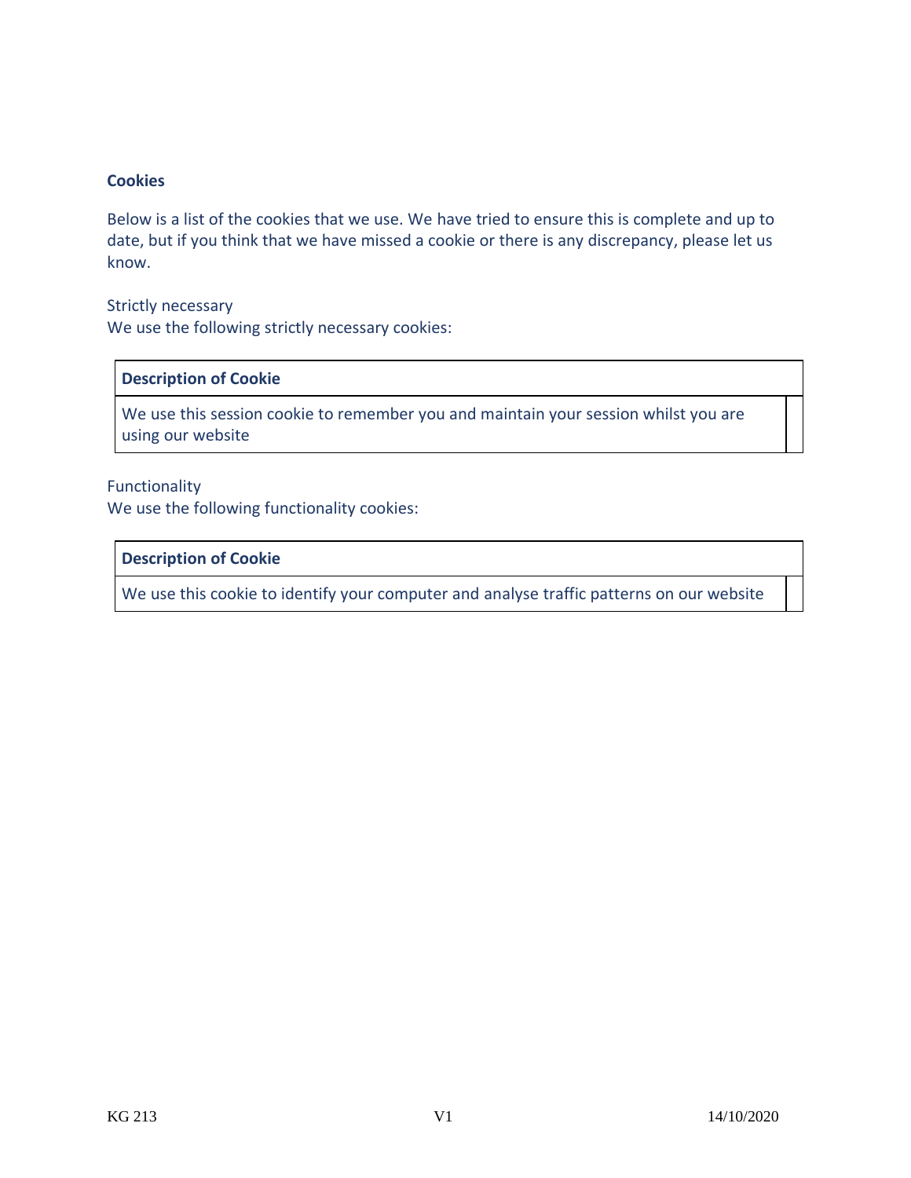**Cookies**

Below is a list of the cookies that we use. We have tried to ensure this is complete and up to date, but if you think that we have missed a cookie or there is any discrepancy, please let us know.

Strictly necessary
We use the following strictly necessary cookies:

| **Description of Cookie** | |
|---|---|
| We use this session cookie to remember you and maintain your session whilst you are using our website | |

Functionality
We use the following functionality cookies:

| **Description of Cookie** | |
|---|---|
| We use this cookie to identify your computer and analyse traffic patterns on our website | |

KG 213 V1 14/10/2020